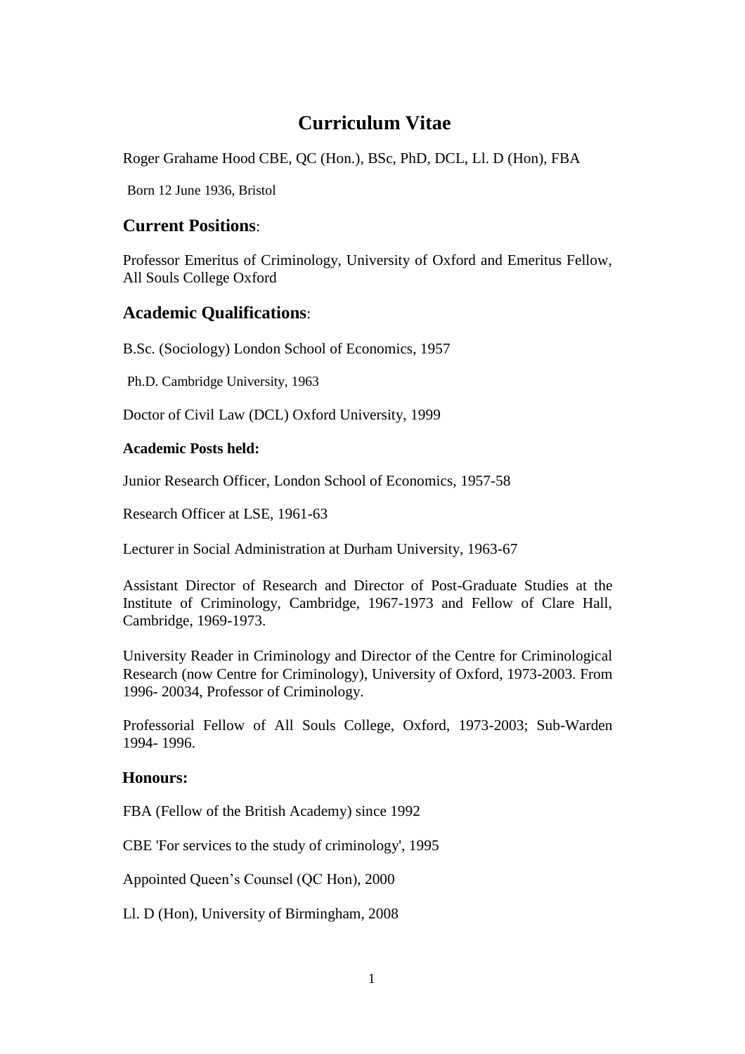# Curriculum Vitae

Roger Grahame Hood CBE, QC (Hon.), BSc, PhD, DCL, Ll. D (Hon), FBA

Born 12 June 1936, Bristol

## Current Positions:

Professor Emeritus of Criminology, University of Oxford and Emeritus Fellow, All Souls College Oxford

## Academic Qualifications:

B.Sc. (Sociology) London School of Economics, 1957

Ph.D. Cambridge University, 1963

Doctor of Civil Law (DCL) Oxford University, 1999

### Academic Posts held:

Junior Research Officer, London School of Economics, 1957-58

Research Officer at LSE, 1961-63

Lecturer in Social Administration at Durham University, 1963-67

Assistant Director of Research and Director of Post-Graduate Studies at the Institute of Criminology, Cambridge, 1967-1973 and Fellow of Clare Hall, Cambridge, 1969-1973.

University Reader in Criminology and Director of the Centre for Criminological Research (now Centre for Criminology), University of Oxford, 1973-2003. From 1996- 20034, Professor of Criminology.

Professorial Fellow of All Souls College, Oxford, 1973-2003; Sub-Warden 1994- 1996.

### Honours:

FBA (Fellow of the British Academy) since 1992

CBE 'For services to the study of criminology', 1995

Appointed Queen's Counsel (QC Hon), 2000

Ll. D (Hon), University of Birmingham, 2008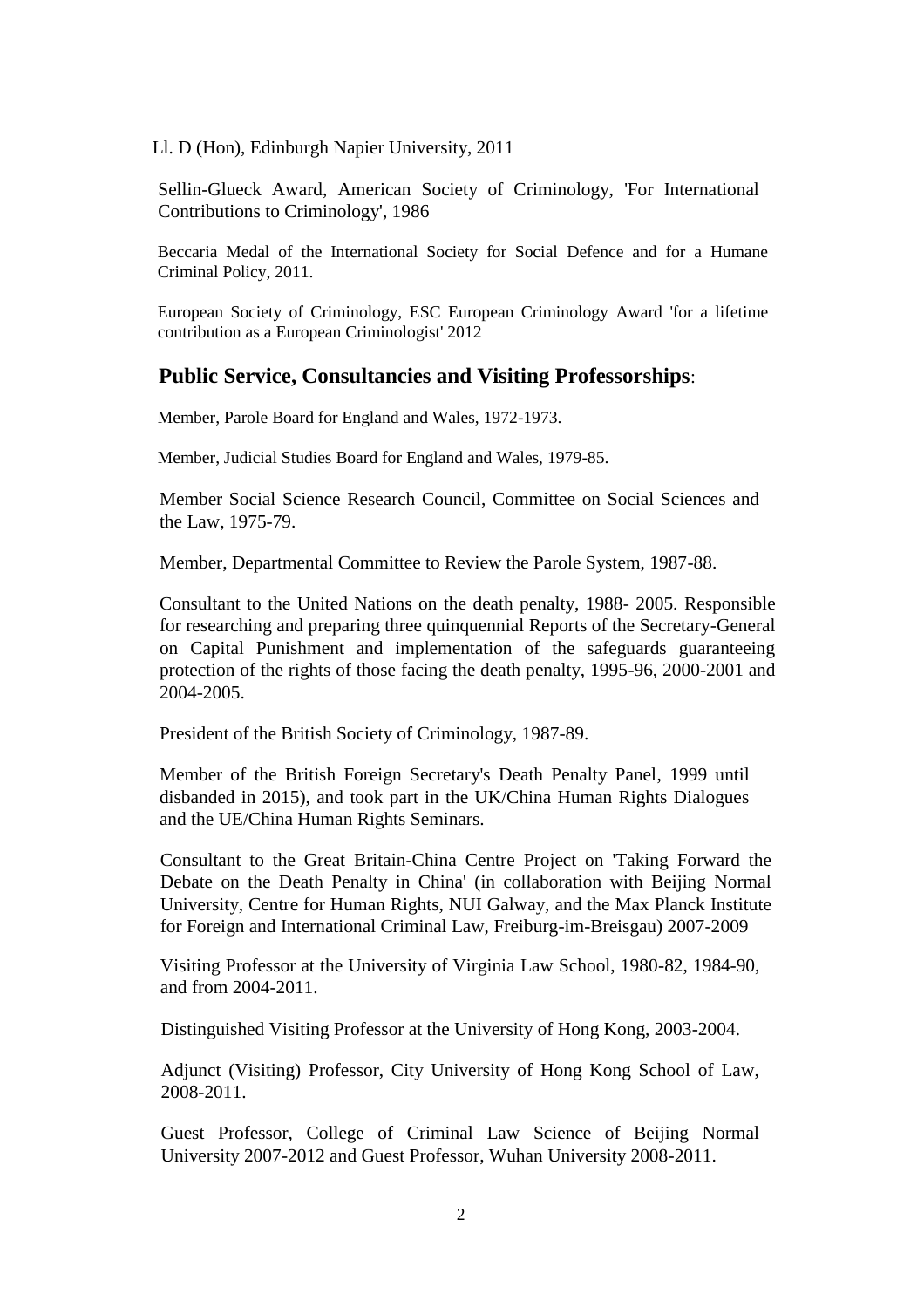Ll. D (Hon), Edinburgh Napier University, 2011

Sellin-Glueck Award, American Society of Criminology, 'For International Contributions to Criminology', 1986

Beccaria Medal of the International Society for Social Defence and for a Humane Criminal Policy, 2011.

European Society of Criminology, ESC European Criminology Award 'for a lifetime contribution as a European Criminologist' 2012

## **Public Service, Consultancies and Visiting Professorships**:

Member, Parole Board for England and Wales, 1972-1973.

Member, Judicial Studies Board for England and Wales, 1979-85.

Member Social Science Research Council, Committee on Social Sciences and the Law, 1975-79.

Member, Departmental Committee to Review the Parole System, 1987-88.

Consultant to the United Nations on the death penalty, 1988- 2005. Responsible for researching and preparing three quinquennial Reports of the Secretary-General on Capital Punishment and implementation of the safeguards guaranteeing protection of the rights of those facing the death penalty, 1995-96, 2000-2001 and 2004-2005.

President of the British Society of Criminology, 1987-89.

Member of the British Foreign Secretary's Death Penalty Panel, 1999 until disbanded in 2015), and took part in the UK/China Human Rights Dialogues and the UE/China Human Rights Seminars.

Consultant to the Great Britain-China Centre Project on 'Taking Forward the Debate on the Death Penalty in China' (in collaboration with Beijing Normal University, Centre for Human Rights, NUI Galway, and the Max Planck Institute for Foreign and International Criminal Law, Freiburg-im-Breisgau) 2007-2009

Visiting Professor at the University of Virginia Law School, 1980-82, 1984-90, and from 2004-2011.

Distinguished Visiting Professor at the University of Hong Kong, 2003-2004.

Adjunct (Visiting) Professor, City University of Hong Kong School of Law, 2008-2011.

Guest Professor, College of Criminal Law Science of Beijing Normal University 2007-2012 and Guest Professor, Wuhan University 2008-2011.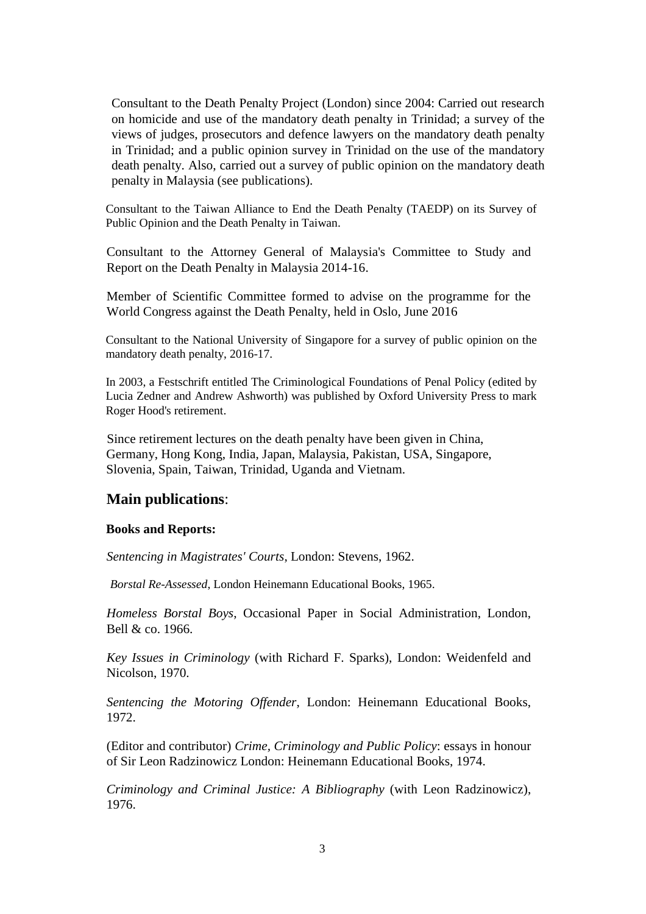Consultant to the Death Penalty Project (London) since 2004: Carried out research on homicide and use of the mandatory death penalty in Trinidad; a survey of the views of judges, prosecutors and defence lawyers on the mandatory death penalty in Trinidad; and a public opinion survey in Trinidad on the use of the mandatory death penalty. Also, carried out a survey of public opinion on the mandatory death penalty in Malaysia (see publications).

Consultant to the Taiwan Alliance to End the Death Penalty (TAEDP) on its Survey of Public Opinion and the Death Penalty in Taiwan.

Consultant to the Attorney General of Malaysia's Committee to Study and Report on the Death Penalty in Malaysia 2014-16.

Member of Scientific Committee formed to advise on the programme for the World Congress against the Death Penalty, held in Oslo, June 2016

Consultant to the National University of Singapore for a survey of public opinion on the mandatory death penalty, 2016-17.

In 2003, a Festschrift entitled The Criminological Foundations of Penal Policy (edited by Lucia Zedner and Andrew Ashworth) was published by Oxford University Press to mark Roger Hood's retirement.

Since retirement lectures on the death penalty have been given in China, Germany, Hong Kong, India, Japan, Malaysia, Pakistan, USA, Singapore, Slovenia, Spain, Taiwan, Trinidad, Uganda and Vietnam.

## **Main publications**:

**Books and Reports:**

*Sentencing in Magistrates' Courts*, London: Stevens, 1962.

*Borstal Re-Assessed*, London Heinemann Educational Books, 1965.

*Homeless Borstal Boys*, Occasional Paper in Social Administration, London, Bell & co. 1966.

*Key Issues in Criminology* (with Richard F. Sparks), London: Weidenfeld and Nicolson, 1970.

*Sentencing the Motoring Offender*, London: Heinemann Educational Books, 1972.

(Editor and contributor) *Crime, Criminology and Public Policy*: essays in honour of Sir Leon Radzinowicz London: Heinemann Educational Books, 1974.

*Criminology and Criminal Justice: A Bibliography* (with Leon Radzinowicz), 1976.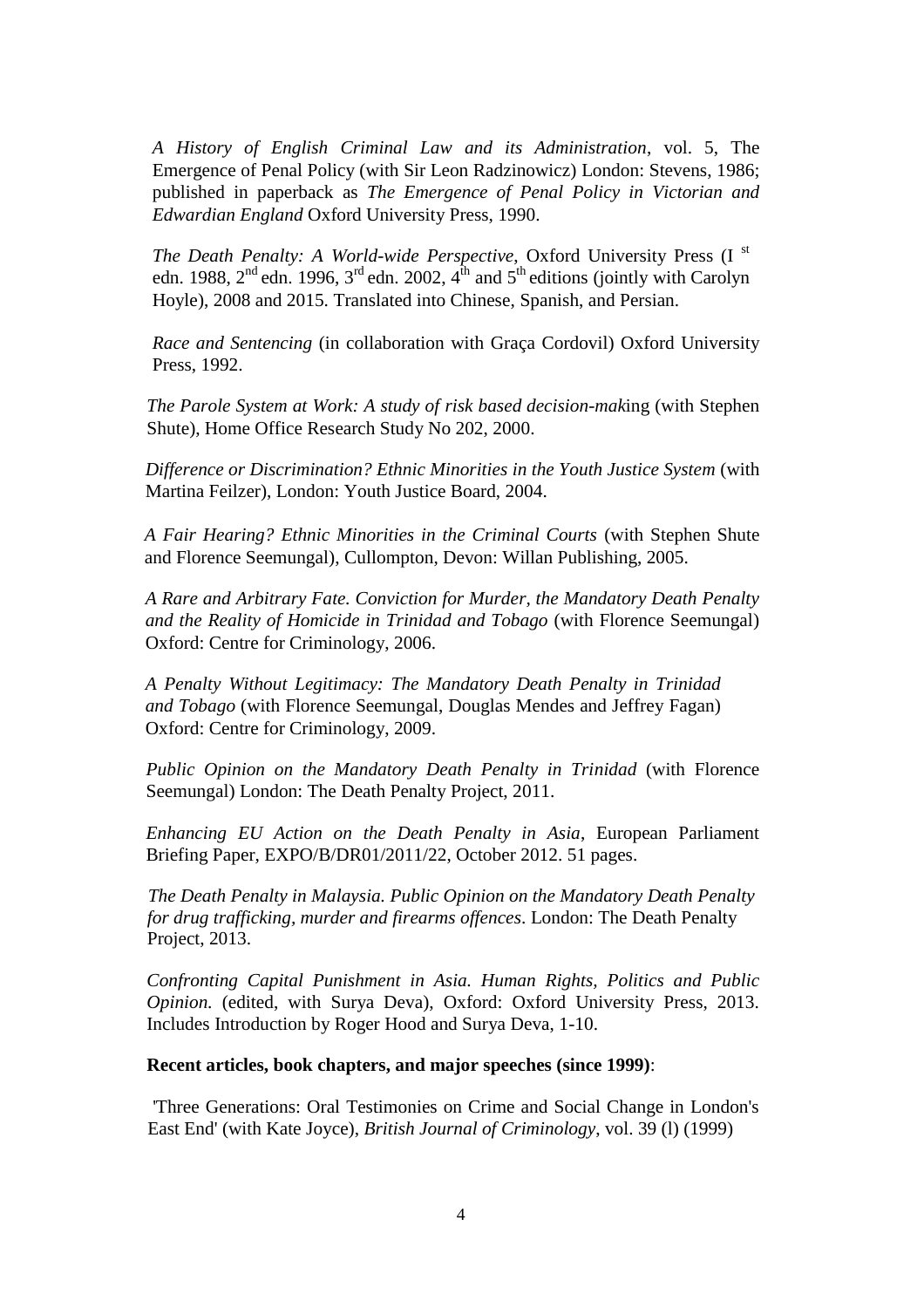*A History of English Criminal Law and its Administration*, vol. 5, The Emergence of Penal Policy (with Sir Leon Radzinowicz) London: Stevens, 1986; published in paperback as *The Emergence of Penal Policy in Victorian and Edwardian England* Oxford University Press, 1990.

*The Death Penalty: A World-wide Perspective*, Oxford University Press (1st edn. 1988, 2nd edn. 1996, 3rd edn. 2002, 4th and 5th editions (jointly with Carolyn Hoyle), 2008 and 2015. Translated into Chinese, Spanish, and Persian.

*Race and Sentencing* (in collaboration with Graça Cordovil) Oxford University Press, 1992.

*The Parole System at Work: A study of risk based decision-mak*ing (with Stephen Shute), Home Office Research Study No 202, 2000.

*Difference or Discrimination? Ethnic Minorities in the Youth Justice System* (with Martina Feilzer), London: Youth Justice Board, 2004.

*A Fair Hearing? Ethnic Minorities in the Criminal Courts* (with Stephen Shute and Florence Seemungal), Cullompton, Devon: Willan Publishing, 2005.

*A Rare and Arbitrary Fate. Conviction for Murder, the Mandatory Death Penalty and the Reality of Homicide in Trinidad and Tobago* (with Florence Seemungal) Oxford: Centre for Criminology, 2006.

*A Penalty Without Legitimacy: The Mandatory Death Penalty in Trinidad and Tobago* (with Florence Seemungal, Douglas Mendes and Jeffrey Fagan) Oxford: Centre for Criminology, 2009.

*Public Opinion on the Mandatory Death Penalty in Trinidad* (with Florence Seemungal) London: The Death Penalty Project, 2011.

*Enhancing EU Action on the Death Penalty in Asia*, European Parliament Briefing Paper, EXPO/B/DR01/2011/22, October 2012. 51 pages.

*The Death Penalty in Malaysia. Public Opinion on the Mandatory Death Penalty for drug trafficking, murder and firearms offences*. London: The Death Penalty Project, 2013.

*Confronting Capital Punishment in Asia. Human Rights, Politics and Public Opinion.* (edited, with Surya Deva), Oxford: Oxford University Press, 2013. Includes Introduction by Roger Hood and Surya Deva, 1-10.

**Recent articles, book chapters, and major speeches (since 1999)**:

'Three Generations: Oral Testimonies on Crime and Social Change in London's East End' (with Kate Joyce), *British Journal of Criminology*, vol. 39 (l) (1999)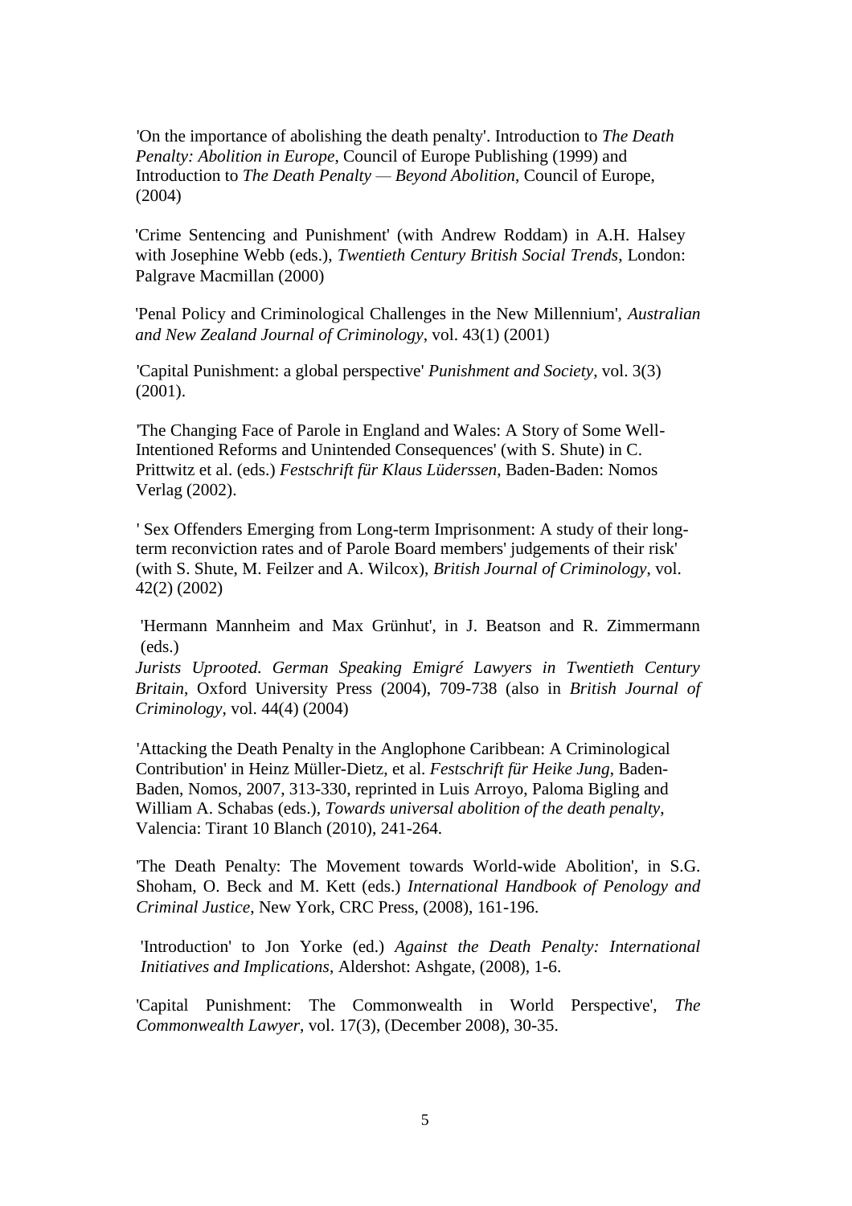'On the importance of abolishing the death penalty'. Introduction to *The Death Penalty: Abolition in Europe*, Council of Europe Publishing (1999) and Introduction to *The Death Penalty — Beyond Abolition*, Council of Europe, (2004)

'Crime Sentencing and Punishment' (with Andrew Roddam) in A.H. Halsey with Josephine Webb (eds.), *Twentieth Century British Social Trends*, London: Palgrave Macmillan (2000)

'Penal Policy and Criminological Challenges in the New Millennium', *Australian and New Zealand Journal of Criminology*, vol. 43(1) (2001)

'Capital Punishment: a global perspective' *Punishment and Society*, vol. 3(3) (2001).

'The Changing Face of Parole in England and Wales: A Story of Some Well-Intentioned Reforms and Unintended Consequences' (with S. Shute) in C. Prittwitz et al. (eds.) *Festschrift für Klaus Lüderssen*, Baden-Baden: Nomos Verlag (2002).

' Sex Offenders Emerging from Long-term Imprisonment: A study of their long-term reconviction rates and of Parole Board members' judgements of their risk' (with S. Shute, M. Feilzer and A. Wilcox), *British Journal of Criminology*, vol. 42(2) (2002)

'Hermann Mannheim and Max Grünhut', in J. Beatson and R. Zimmermann (eds.)
*Jurists Uprooted. German Speaking Emigré Lawyers in Twentieth Century Britain*, Oxford University Press (2004), 709-738 (also in *British Journal of Criminology*, vol. 44(4) (2004)

'Attacking the Death Penalty in the Anglophone Caribbean: A Criminological Contribution' in Heinz Müller-Dietz, et al. *Festschrift für Heike Jung*, Baden-Baden, Nomos, 2007, 313-330, reprinted in Luis Arroyo, Paloma Bigling and William A. Schabas (eds.), *Towards universal abolition of the death penalty*, Valencia: Tirant 10 Blanch (2010), 241-264.

'The Death Penalty: The Movement towards World-wide Abolition', in S.G. Shoham, O. Beck and M. Kett (eds.) *International Handbook of Penology and Criminal Justice*, New York, CRC Press, (2008), 161-196.

'Introduction' to Jon Yorke (ed.) *Against the Death Penalty: International Initiatives and Implications*, Aldershot: Ashgate, (2008), 1-6.

'Capital Punishment: The Commonwealth in World Perspective', *The Commonwealth Lawyer*, vol. 17(3), (December 2008), 30-35.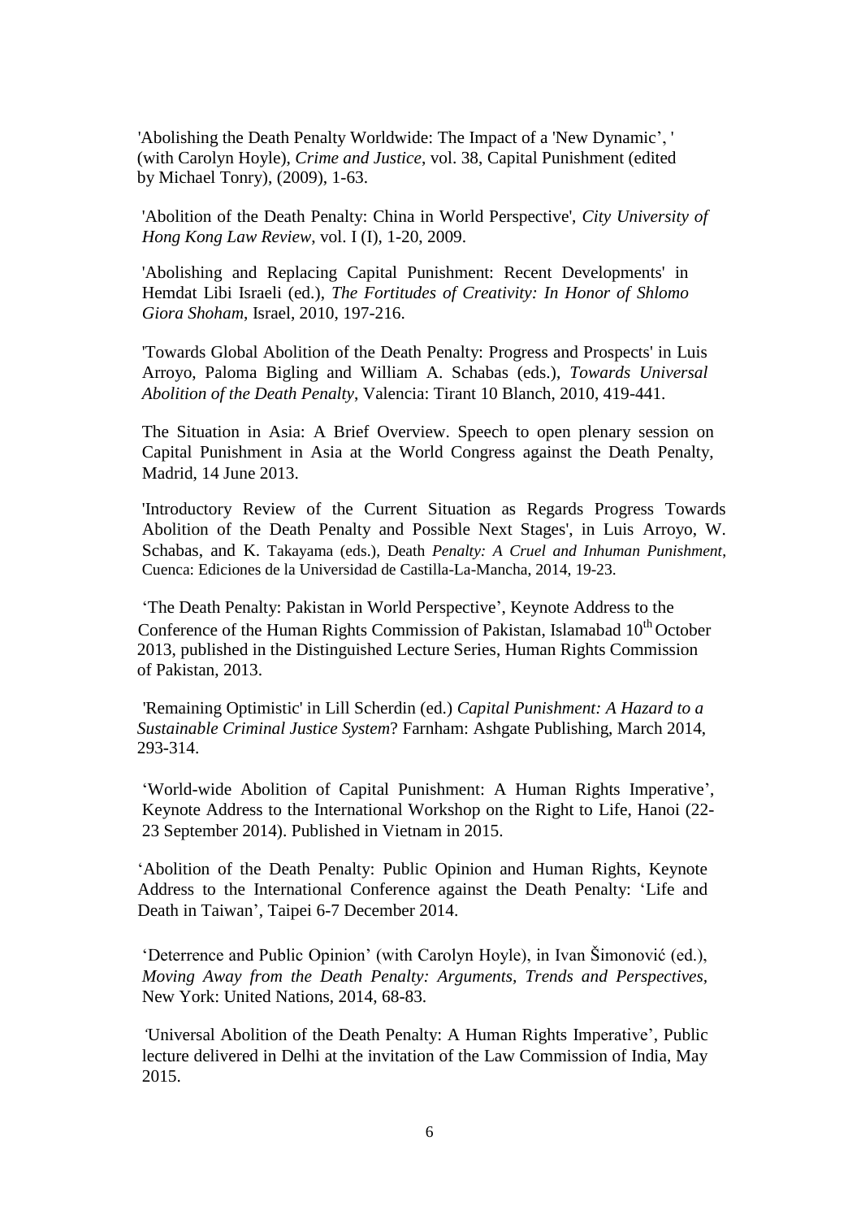'Abolishing the Death Penalty Worldwide: The Impact of a 'New Dynamic', ' (with Carolyn Hoyle), *Crime and Justice*, vol. 38, Capital Punishment (edited by Michael Tonry), (2009), 1-63.

'Abolition of the Death Penalty: China in World Perspective', *City University of Hong Kong Law Review*, vol. I (I), 1-20, 2009.

'Abolishing and Replacing Capital Punishment: Recent Developments' in Hemdat Libi Israeli (ed.), *The Fortitudes of Creativity: In Honor of Shlomo Giora Shoham*, Israel, 2010, 197-216.

'Towards Global Abolition of the Death Penalty: Progress and Prospects' in Luis Arroyo, Paloma Bigling and William A. Schabas (eds.), *Towards Universal Abolition of the Death Penalty*, Valencia: Tirant 10 Blanch, 2010, 419-441.

The Situation in Asia: A Brief Overview. Speech to open plenary session on Capital Punishment in Asia at the World Congress against the Death Penalty, Madrid, 14 June 2013.

'Introductory Review of the Current Situation as Regards Progress Towards Abolition of the Death Penalty and Possible Next Stages', in Luis Arroyo, W. Schabas, and K. Takayama (eds.), Death *Penalty: A Cruel and Inhuman Punishment*, Cuenca: Ediciones de la Universidad de Castilla-La-Mancha, 2014, 19-23.

'The Death Penalty: Pakistan in World Perspective', Keynote Address to the Conference of the Human Rights Commission of Pakistan, Islamabad 10th October 2013, published in the Distinguished Lecture Series, Human Rights Commission of Pakistan, 2013.

'Remaining Optimistic' in Lill Scherdin (ed.) *Capital Punishment: A Hazard to a Sustainable Criminal Justice System*? Farnham: Ashgate Publishing, March 2014, 293-314.

'World-wide Abolition of Capital Punishment: A Human Rights Imperative', Keynote Address to the International Workshop on the Right to Life, Hanoi (22-23 September 2014). Published in Vietnam in 2015.

'Abolition of the Death Penalty: Public Opinion and Human Rights, Keynote Address to the International Conference against the Death Penalty: 'Life and Death in Taiwan', Taipei 6-7 December 2014.

'Deterrence and Public Opinion' (with Carolyn Hoyle), in Ivan Šimonović (ed.), *Moving Away from the Death Penalty: Arguments, Trends and Perspectives,* New York: United Nations, 2014, 68-83.

'Universal Abolition of the Death Penalty: A Human Rights Imperative', Public lecture delivered in Delhi at the invitation of the Law Commission of India, May 2015.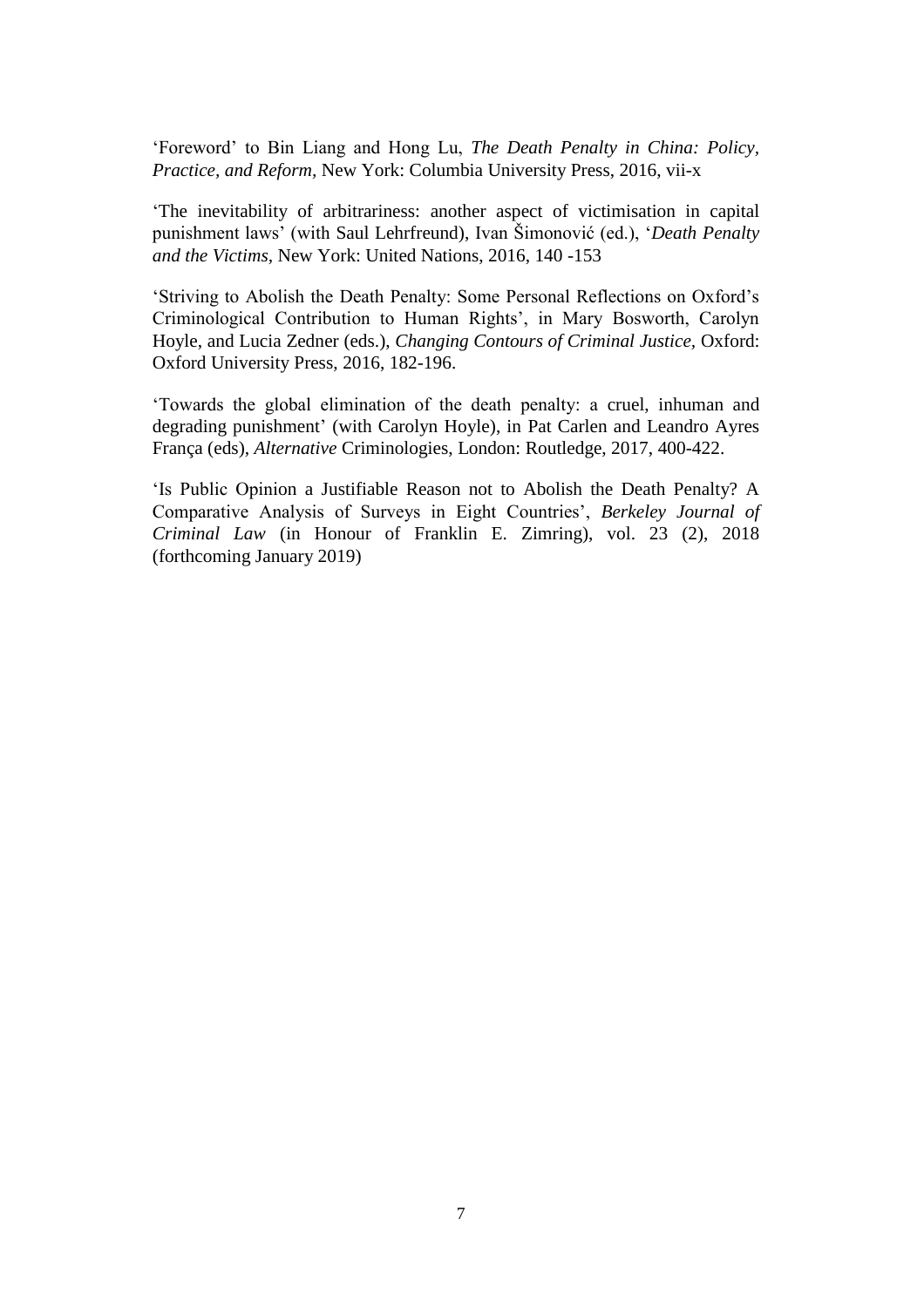'Foreword' to Bin Liang and Hong Lu, *The Death Penalty in China: Policy, Practice, and Reform,* New York: Columbia University Press, 2016, vii-x

'The inevitability of arbitrariness: another aspect of victimisation in capital punishment laws' (with Saul Lehrfreund), Ivan Šimonović (ed.), '*Death Penalty and the Victims,* New York: United Nations, 2016, 140 -153

'Striving to Abolish the Death Penalty: Some Personal Reflections on Oxford's Criminological Contribution to Human Rights', in Mary Bosworth, Carolyn Hoyle, and Lucia Zedner (eds.), *Changing Contours of Criminal Justice,* Oxford: Oxford University Press, 2016, 182-196.

'Towards the global elimination of the death penalty: a cruel, inhuman and degrading punishment' (with Carolyn Hoyle), in Pat Carlen and Leandro Ayres França (eds), *Alternative* Criminologies, London: Routledge, 2017, 400-422.

'Is Public Opinion a Justifiable Reason not to Abolish the Death Penalty? A Comparative Analysis of Surveys in Eight Countries', *Berkeley Journal of Criminal Law* (in Honour of Franklin E. Zimring), vol. 23 (2), 2018 (forthcoming January 2019)